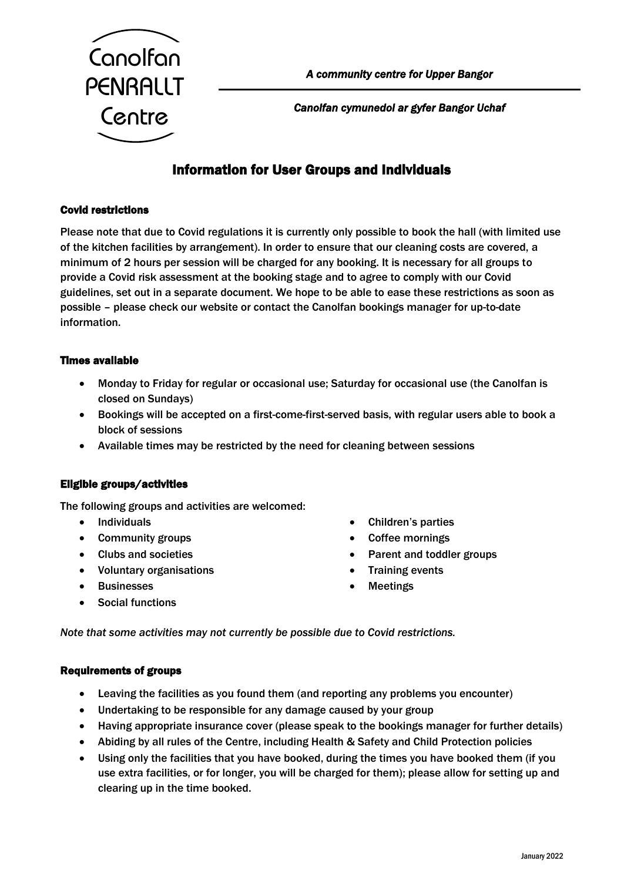Canolfan PENRALLT Centre

*A community centre for Upper Bangor*

*Canolfan cymunedol ar gyfer Bangor Uchaf*

# Information for User Groups and Individuals

### Covid restrictions

Please note that due to Covid regulations it is currently only possible to book the hall (with limited use of the kitchen facilities by arrangement). In order to ensure that our cleaning costs are covered, a minimum of 2 hours per session will be charged for any booking. It is necessary for all groups to provide a Covid risk assessment at the booking stage and to agree to comply with our Covid guidelines, set out in a separate document. We hope to be able to ease these restrictions as soon as possible – please check our website or contact the Canolfan bookings manager for up-to-date information.

### Times available

- Monday to Friday for regular or occasional use; Saturday for occasional use (the Canolfan is closed on Sundays)
- Bookings will be accepted on a first-come-first-served basis, with regular users able to book a block of sessions
- Available times may be restricted by the need for cleaning between sessions

### Eligible groups/activities

The following groups and activities are welcomed:

- Individuals
- Community groups
- Clubs and societies
- Voluntary organisations
- Businesses
- Social functions
- Children's parties
- Coffee mornings
- Parent and toddler groups
- Training events
- Meetings

*Note that some activities may not currently be possible due to Covid restrictions.*

### Requirements of groups

- Leaving the facilities as you found them (and reporting any problems you encounter)
- Undertaking to be responsible for any damage caused by your group
- Having appropriate insurance cover (please speak to the bookings manager for further details)
- Abiding by all rules of the Centre, including Health & Safety and Child Protection policies
- Using only the facilities that you have booked, during the times you have booked them (if you use extra facilities, or for longer, you will be charged for them); please allow for setting up and clearing up in the time booked.

January 2022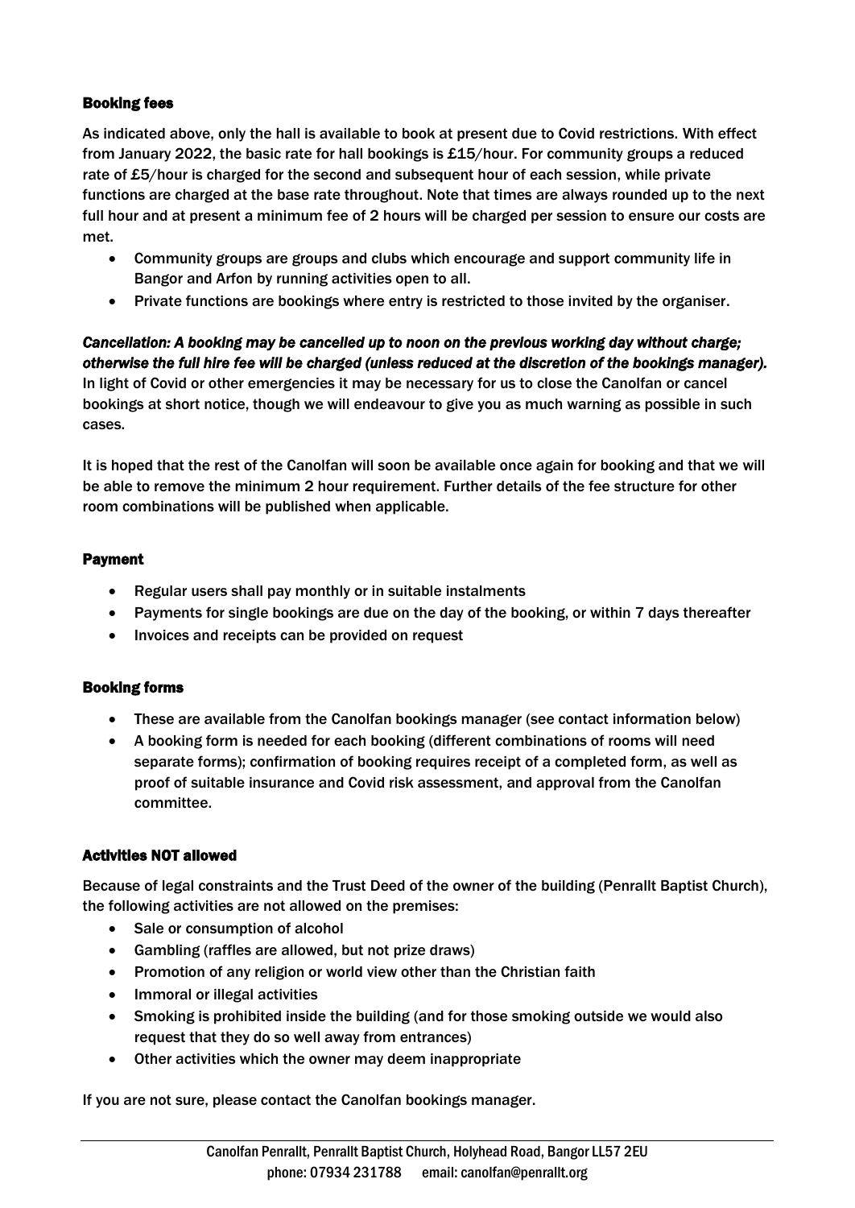## Booking fees

As indicated above, only the hall is available to book at present due to Covid restrictions. With effect from January 2022, the basic rate for hall bookings is £15/hour. For community groups a reduced rate of £5/hour is charged for the second and subsequent hour of each session, while private functions are charged at the base rate throughout. Note that times are always rounded up to the next full hour and at present a minimum fee of 2 hours will be charged per session to ensure our costs are met.

- Community groups are groups and clubs which encourage and support community life in Bangor and Arfon by running activities open to all.
- Private functions are bookings where entry is restricted to those invited by the organiser.

***Cancellation: A booking may be cancelled up to noon on the previous working day without charge; otherwise the full hire fee will be charged (unless reduced at the discretion of the bookings manager).*** In light of Covid or other emergencies it may be necessary for us to close the Canolfan or cancel bookings at short notice, though we will endeavour to give you as much warning as possible in such cases.

It is hoped that the rest of the Canolfan will soon be available once again for booking and that we will be able to remove the minimum 2 hour requirement. Further details of the fee structure for other room combinations will be published when applicable.

## Payment

- Regular users shall pay monthly or in suitable instalments
- Payments for single bookings are due on the day of the booking, or within 7 days thereafter
- Invoices and receipts can be provided on request

## Booking forms

- These are available from the Canolfan bookings manager (see contact information below)
- A booking form is needed for each booking (different combinations of rooms will need separate forms); confirmation of booking requires receipt of a completed form, as well as proof of suitable insurance and Covid risk assessment, and approval from the Canolfan committee.

## Activities NOT allowed

Because of legal constraints and the Trust Deed of the owner of the building (Penrallt Baptist Church), the following activities are not allowed on the premises:

- Sale or consumption of alcohol
- Gambling (raffles are allowed, but not prize draws)
- Promotion of any religion or world view other than the Christian faith
- Immoral or illegal activities
- Smoking is prohibited inside the building (and for those smoking outside we would also request that they do so well away from entrances)
- Other activities which the owner may deem inappropriate

If you are not sure, please contact the Canolfan bookings manager.

Canolfan Penrallt, Penrallt Baptist Church, Holyhead Road, Bangor LL57 2EU
phone: 07934 231788 email: canolfan@penrallt.org